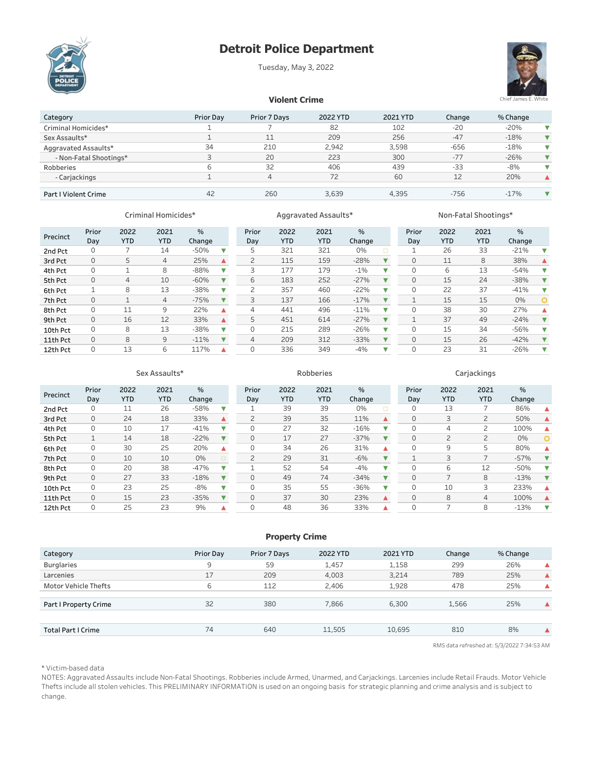# Detroit Police Department

Tuesday, May 3, 2022

Chief James E. White

## Violent Crime

| Category | Prior Day | Prior 7 Days | 2022 YTD | 2021 YTD | Change | % Change | |
|---|---|---|---|---|---|---|---|
| Criminal Homicides* | 1 | 7 | 82 | 102 | -20 | -20% | ▼ |
| Sex Assaults* | 1 | 11 | 209 | 256 | -47 | -18% | ▼ |
| Aggravated Assaults* | 34 | 210 | 2,942 | 3,598 | -656 | -18% | ▼ |
| - Non-Fatal Shootings* | 3 | 20 | 223 | 300 | -77 | -26% | ▼ |
| Robberies | 6 | 32 | 406 | 439 | -33 | -8% | ▼ |
| - Carjackings | 1 | 4 | 72 | 60 | 12 | 20% | ▲ |
| Part I Violent Crime | 42 | 260 | 3,639 | 4,395 | -756 | -17% | ▼ |

### Criminal Homicides*

| Precinct | Prior Day | 2022 YTD | 2021 YTD | % Change | |
|---|---|---|---|---|---|
| 2nd Pct | 0 | 7 | 14 | -50% | ▼ |
| 3rd Pct | 0 | 5 | 4 | 25% | ▲ |
| 4th Pct | 0 | 1 | 8 | -88% | ▼ |
| 5th Pct | 0 | 4 | 10 | -60% | ▼ |
| 6th Pct | 1 | 8 | 13 | -38% | ▼ |
| 7th Pct | 0 | 1 | 4 | -75% | ▼ |
| 8th Pct | 0 | 11 | 9 | 22% | ▲ |
| 9th Pct | 0 | 16 | 12 | 33% | ▲ |
| 10th Pct | 0 | 8 | 13 | -38% | ▼ |
| 11th Pct | 0 | 8 | 9 | -11% | ▼ |
| 12th Pct | 0 | 13 | 6 | 117% | ▲ |

### Aggravated Assaults*

| Precinct | Prior Day | 2022 YTD | 2021 YTD | % Change | |
|---|---|---|---|---|---|
| 2nd Pct | 5 | 321 | 321 | 0% | ○ |
| 3rd Pct | 2 | 115 | 159 | -28% | ▼ |
| 4th Pct | 3 | 177 | 179 | -1% | ▼ |
| 5th Pct | 6 | 183 | 252 | -27% | ▼ |
| 6th Pct | 2 | 357 | 460 | -22% | ▼ |
| 7th Pct | 3 | 137 | 166 | -17% | ▼ |
| 8th Pct | 4 | 441 | 496 | -11% | ▼ |
| 9th Pct | 5 | 451 | 614 | -27% | ▼ |
| 10th Pct | 0 | 215 | 289 | -26% | ▼ |
| 11th Pct | 4 | 209 | 312 | -33% | ▼ |
| 12th Pct | 0 | 336 | 349 | -4% | ▼ |

### Non-Fatal Shootings*

| Precinct | Prior Day | 2022 YTD | 2021 YTD | % Change | |
|---|---|---|---|---|---|
| 2nd Pct | 1 | 26 | 33 | -21% | ▼ |
| 3rd Pct | 0 | 11 | 8 | 38% | ▲ |
| 4th Pct | 0 | 6 | 13 | -54% | ▼ |
| 5th Pct | 0 | 15 | 24 | -38% | ▼ |
| 6th Pct | 0 | 22 | 37 | -41% | ▼ |
| 7th Pct | 1 | 15 | 15 | 0% | ○ |
| 8th Pct | 0 | 38 | 30 | 27% | ▲ |
| 9th Pct | 1 | 37 | 49 | -24% | ▼ |
| 10th Pct | 0 | 15 | 34 | -56% | ▼ |
| 11th Pct | 0 | 15 | 26 | -42% | ▼ |
| 12th Pct | 0 | 23 | 31 | -26% | ▼ |

### Sex Assaults*

| Precinct | Prior Day | 2022 YTD | 2021 YTD | % Change | |
|---|---|---|---|---|---|
| 2nd Pct | 0 | 11 | 26 | -58% | ▼ |
| 3rd Pct | 0 | 24 | 18 | 33% | ▲ |
| 4th Pct | 0 | 10 | 17 | -41% | ▼ |
| 5th Pct | 1 | 14 | 18 | -22% | ▼ |
| 6th Pct | 0 | 30 | 25 | 20% | ▲ |
| 7th Pct | 0 | 10 | 10 | 0% | ○ |
| 8th Pct | 0 | 20 | 38 | -47% | ▼ |
| 9th Pct | 0 | 27 | 33 | -18% | ▼ |
| 10th Pct | 0 | 23 | 25 | -8% | ▼ |
| 11th Pct | 0 | 15 | 23 | -35% | ▼ |
| 12th Pct | 0 | 25 | 23 | 9% | ▲ |

### Robberies

| Precinct | Prior Day | 2022 YTD | 2021 YTD | % Change | |
|---|---|---|---|---|---|
| 2nd Pct | 1 | 39 | 39 | 0% | ○ |
| 3rd Pct | 2 | 39 | 35 | 11% | ▲ |
| 4th Pct | 0 | 27 | 32 | -16% | ▼ |
| 5th Pct | 0 | 17 | 27 | -37% | ▼ |
| 6th Pct | 0 | 34 | 26 | 31% | ▲ |
| 7th Pct | 2 | 29 | 31 | -6% | ▼ |
| 8th Pct | 1 | 52 | 54 | -4% | ▼ |
| 9th Pct | 0 | 49 | 74 | -34% | ▼ |
| 10th Pct | 0 | 35 | 55 | -36% | ▼ |
| 11th Pct | 0 | 37 | 30 | 23% | ▲ |
| 12th Pct | 0 | 48 | 36 | 33% | ▲ |

### Carjackings

| Precinct | Prior Day | 2022 YTD | 2021 YTD | % Change | |
|---|---|---|---|---|---|
| 2nd Pct | 0 | 13 | 7 | 86% | ▲ |
| 3rd Pct | 0 | 3 | 2 | 50% | ▲ |
| 4th Pct | 0 | 4 | 2 | 100% | ▲ |
| 5th Pct | 0 | 2 | 2 | 0% | ○ |
| 6th Pct | 0 | 9 | 5 | 80% | ▲ |
| 7th Pct | 1 | 3 | 7 | -57% | ▼ |
| 8th Pct | 0 | 6 | 12 | -50% | ▼ |
| 9th Pct | 0 | 7 | 8 | -13% | ▼ |
| 10th Pct | 0 | 10 | 3 | 233% | ▲ |
| 11th Pct | 0 | 8 | 4 | 100% | ▲ |
| 12th Pct | 0 | 7 | 8 | -13% | ▼ |

## Property Crime

| Category | Prior Day | Prior 7 Days | 2022 YTD | 2021 YTD | Change | % Change | |
|---|---|---|---|---|---|---|---|
| Burglaries | 9 | 59 | 1,457 | 1,158 | 299 | 26% | ▲ |
| Larcenies | 17 | 209 | 4,003 | 3,214 | 789 | 25% | ▲ |
| Motor Vehicle Thefts | 6 | 112 | 2,406 | 1,928 | 478 | 25% | ▲ |
| Part I Property Crime | 32 | 380 | 7,866 | 6,300 | 1,566 | 25% | ▲ |
| Total Part I Crime | 74 | 640 | 11,505 | 10,695 | 810 | 8% | ▲ |

RMS data refreshed at: 5/3/2022 7:34:53 AM

* Victim-based data

NOTES: Aggravated Assaults include Non-Fatal Shootings. Robberies include Armed, Unarmed, and Carjackings. Larcenies include Retail Frauds. Motor Vehicle Thefts include all stolen vehicles. This PRELIMINARY INFORMATION is used on an ongoing basis for strategic planning and crime analysis and is subject to change.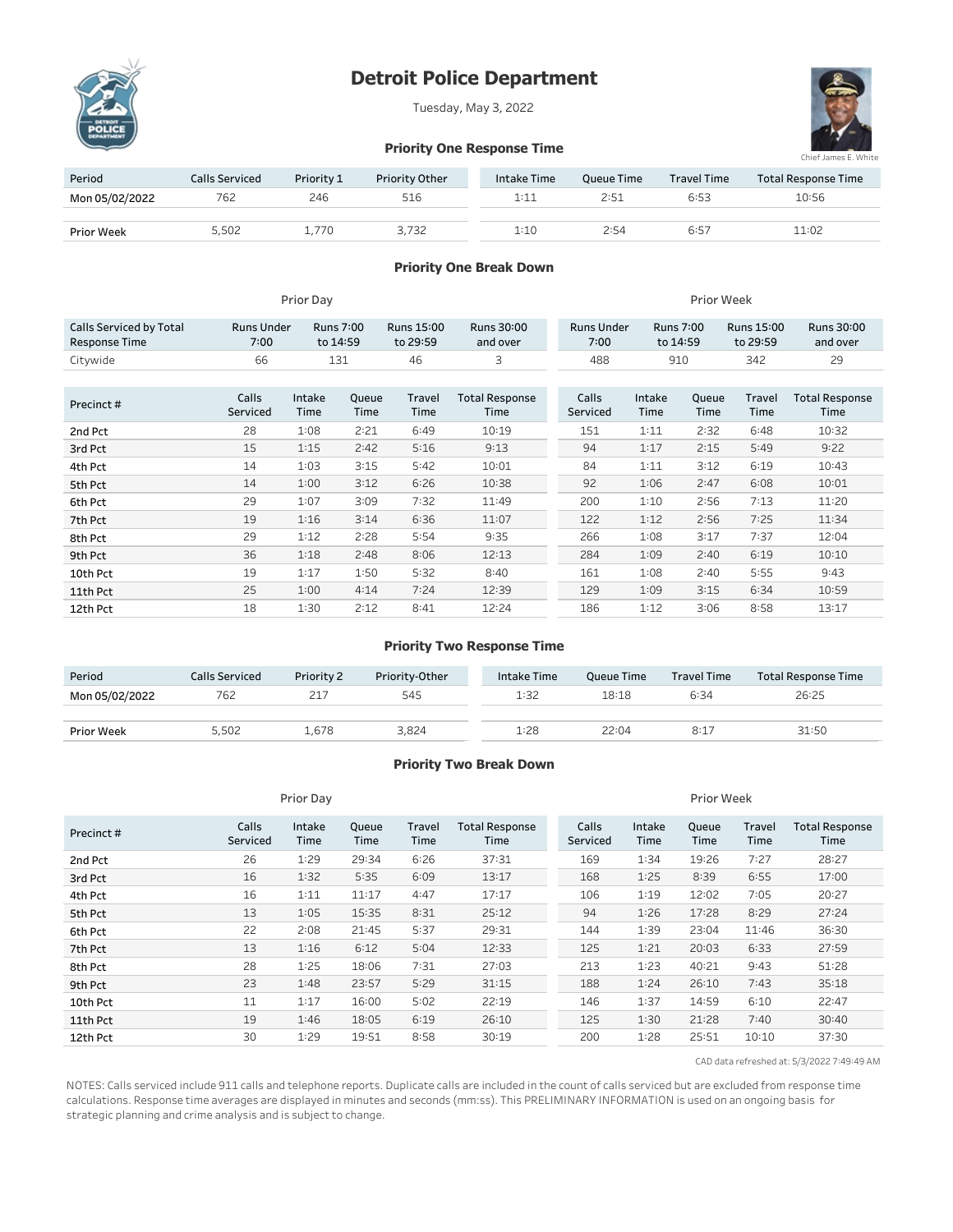# Detroit Police Department

Tuesday, May 3, 2022

Chief James E. White

## Priority One Response Time

| Period | Calls Serviced | Priority 1 | Priority Other | Intake Time | Queue Time | Travel Time | Total Response Time |
|---|---|---|---|---|---|---|---|
| Mon 05/02/2022 | 762 | 246 | 516 | 1:11 | 2:51 | 6:53 | 10:56 |
| Prior Week | 5,502 | 1,770 | 3,732 | 1:10 | 2:54 | 6:57 | 11:02 |

## Priority One Break Down

| | Prior Day | | | | Prior Week | | | |
|---|---|---|---|---|---|---|---|---|
| Calls Serviced by Total Response Time | Runs Under 7:00 | Runs 7:00 to 14:59 | Runs 15:00 to 29:59 | Runs 30:00 and over | Runs Under 7:00 | Runs 7:00 to 14:59 | Runs 15:00 to 29:59 | Runs 30:00 and over |
| Citywide | 66 | 131 | 46 | 3 | 488 | 910 | 342 | 29 |

| | Prior Day | | | | | Prior Week | | | | |
|---|---|---|---|---|---|---|---|---|---|---|
| Precinct # | Calls Serviced | Intake Time | Queue Time | Travel Time | Total Response Time | Calls Serviced | Intake Time | Queue Time | Travel Time | Total Response Time |
| 2nd Pct | 28 | 1:08 | 2:21 | 6:49 | 10:19 | 151 | 1:11 | 2:32 | 6:48 | 10:32 |
| 3rd Pct | 15 | 1:15 | 2:42 | 5:16 | 9:13 | 94 | 1:17 | 2:15 | 5:49 | 9:22 |
| 4th Pct | 14 | 1:03 | 3:15 | 5:42 | 10:01 | 84 | 1:11 | 3:12 | 6:19 | 10:43 |
| 5th Pct | 14 | 1:00 | 3:12 | 6:26 | 10:38 | 92 | 1:06 | 2:47 | 6:08 | 10:01 |
| 6th Pct | 29 | 1:07 | 3:09 | 7:32 | 11:49 | 200 | 1:10 | 2:56 | 7:13 | 11:20 |
| 7th Pct | 19 | 1:16 | 3:14 | 6:36 | 11:07 | 122 | 1:12 | 2:56 | 7:25 | 11:34 |
| 8th Pct | 29 | 1:12 | 2:28 | 5:54 | 9:35 | 266 | 1:08 | 3:17 | 7:37 | 12:04 |
| 9th Pct | 36 | 1:18 | 2:48 | 8:06 | 12:13 | 284 | 1:09 | 2:40 | 6:19 | 10:10 |
| 10th Pct | 19 | 1:17 | 1:50 | 5:32 | 8:40 | 161 | 1:08 | 2:40 | 5:55 | 9:43 |
| 11th Pct | 25 | 1:00 | 4:14 | 7:24 | 12:39 | 129 | 1:09 | 3:15 | 6:34 | 10:59 |
| 12th Pct | 18 | 1:30 | 2:12 | 8:41 | 12:24 | 186 | 1:12 | 3:06 | 8:58 | 13:17 |

## Priority Two Response Time

| Period | Calls Serviced | Priority 2 | Priority-Other | Intake Time | Queue Time | Travel Time | Total Response Time |
|---|---|---|---|---|---|---|---|
| Mon 05/02/2022 | 762 | 217 | 545 | 1:32 | 18:18 | 6:34 | 26:25 |
| Prior Week | 5,502 | 1,678 | 3,824 | 1:28 | 22:04 | 8:17 | 31:50 |

## Priority Two Break Down

| | Prior Day | | | | | Prior Week | | | | |
|---|---|---|---|---|---|---|---|---|---|---|
| Precinct # | Calls Serviced | Intake Time | Queue Time | Travel Time | Total Response Time | Calls Serviced | Intake Time | Queue Time | Travel Time | Total Response Time |
| 2nd Pct | 26 | 1:29 | 29:34 | 6:26 | 37:31 | 169 | 1:34 | 19:26 | 7:27 | 28:27 |
| 3rd Pct | 16 | 1:32 | 5:35 | 6:09 | 13:17 | 168 | 1:25 | 8:39 | 6:55 | 17:00 |
| 4th Pct | 16 | 1:11 | 11:17 | 4:47 | 17:17 | 106 | 1:19 | 12:02 | 7:05 | 20:27 |
| 5th Pct | 13 | 1:05 | 15:35 | 8:31 | 25:12 | 94 | 1:26 | 17:28 | 8:29 | 27:24 |
| 6th Pct | 22 | 2:08 | 21:45 | 5:37 | 29:31 | 144 | 1:39 | 23:04 | 11:46 | 36:30 |
| 7th Pct | 13 | 1:16 | 6:12 | 5:04 | 12:33 | 125 | 1:21 | 20:03 | 6:33 | 27:59 |
| 8th Pct | 28 | 1:25 | 18:06 | 7:31 | 27:03 | 213 | 1:23 | 40:21 | 9:43 | 51:28 |
| 9th Pct | 23 | 1:48 | 23:57 | 5:29 | 31:15 | 188 | 1:24 | 26:10 | 7:43 | 35:18 |
| 10th Pct | 11 | 1:17 | 16:00 | 5:02 | 22:19 | 146 | 1:37 | 14:59 | 6:10 | 22:47 |
| 11th Pct | 19 | 1:46 | 18:05 | 6:19 | 26:10 | 125 | 1:30 | 21:28 | 7:40 | 30:40 |
| 12th Pct | 30 | 1:29 | 19:51 | 8:58 | 30:19 | 200 | 1:28 | 25:51 | 10:10 | 37:30 |

CAD data refreshed at: 5/3/2022 7:49:49 AM

NOTES: Calls serviced include 911 calls and telephone reports. Duplicate calls are included in the count of calls serviced but are excluded from response time calculations. Response time averages are displayed in minutes and seconds (mm:ss). This PRELIMINARY INFORMATION is used on an ongoing basis for strategic planning and crime analysis and is subject to change.